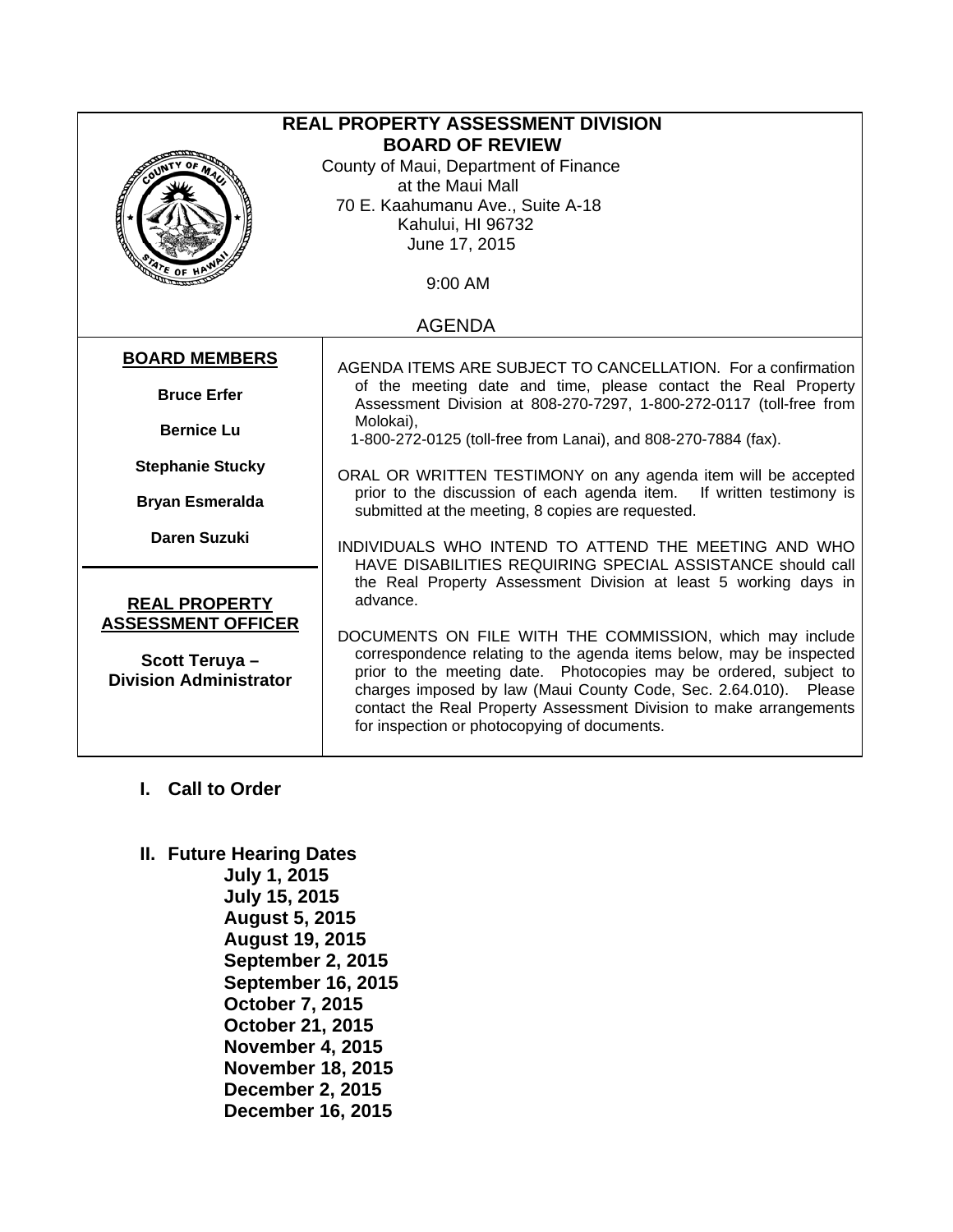# REAL PROPERTY ASSESSMENT DIVISION
## BOARD OF REVIEW

County of Maui, Department of Finance
at the Maui Mall
70 E. Kaahumanu Ave., Suite A-18
Kahului, HI 96732
June 17, 2015

9:00 AM

AGENDA

**BOARD MEMBERS**

**Bruce Erfer**

**Bernice Lu**

**Stephanie Stucky**

**Bryan Esmeralda**

**Daren Suzuki**

**REAL PROPERTY ASSESSMENT OFFICER**

**Scott Teruya – Division Administrator**

AGENDA ITEMS ARE SUBJECT TO CANCELLATION. For a confirmation of the meeting date and time, please contact the Real Property Assessment Division at 808-270-7297, 1-800-272-0117 (toll-free from Molokai), 1-800-272-0125 (toll-free from Lanai), and 808-270-7884 (fax).

ORAL OR WRITTEN TESTIMONY on any agenda item will be accepted prior to the discussion of each agenda item. If written testimony is submitted at the meeting, 8 copies are requested.

INDIVIDUALS WHO INTEND TO ATTEND THE MEETING AND WHO HAVE DISABILITIES REQUIRING SPECIAL ASSISTANCE should call the Real Property Assessment Division at least 5 working days in advance.

DOCUMENTS ON FILE WITH THE COMMISSION, which may include correspondence relating to the agenda items below, may be inspected prior to the meeting date. Photocopies may be ordered, subject to charges imposed by law (Maui County Code, Sec. 2.64.010). Please contact the Real Property Assessment Division to make arrangements for inspection or photocopying of documents.

**I. Call to Order**

**II. Future Hearing Dates**

**July 1, 2015**
**July 15, 2015**
**August 5, 2015**
**August 19, 2015**
**September 2, 2015**
**September 16, 2015**
**October 7, 2015**
**October 21, 2015**
**November 4, 2015**
**November 18, 2015**
**December 2, 2015**
**December 16, 2015**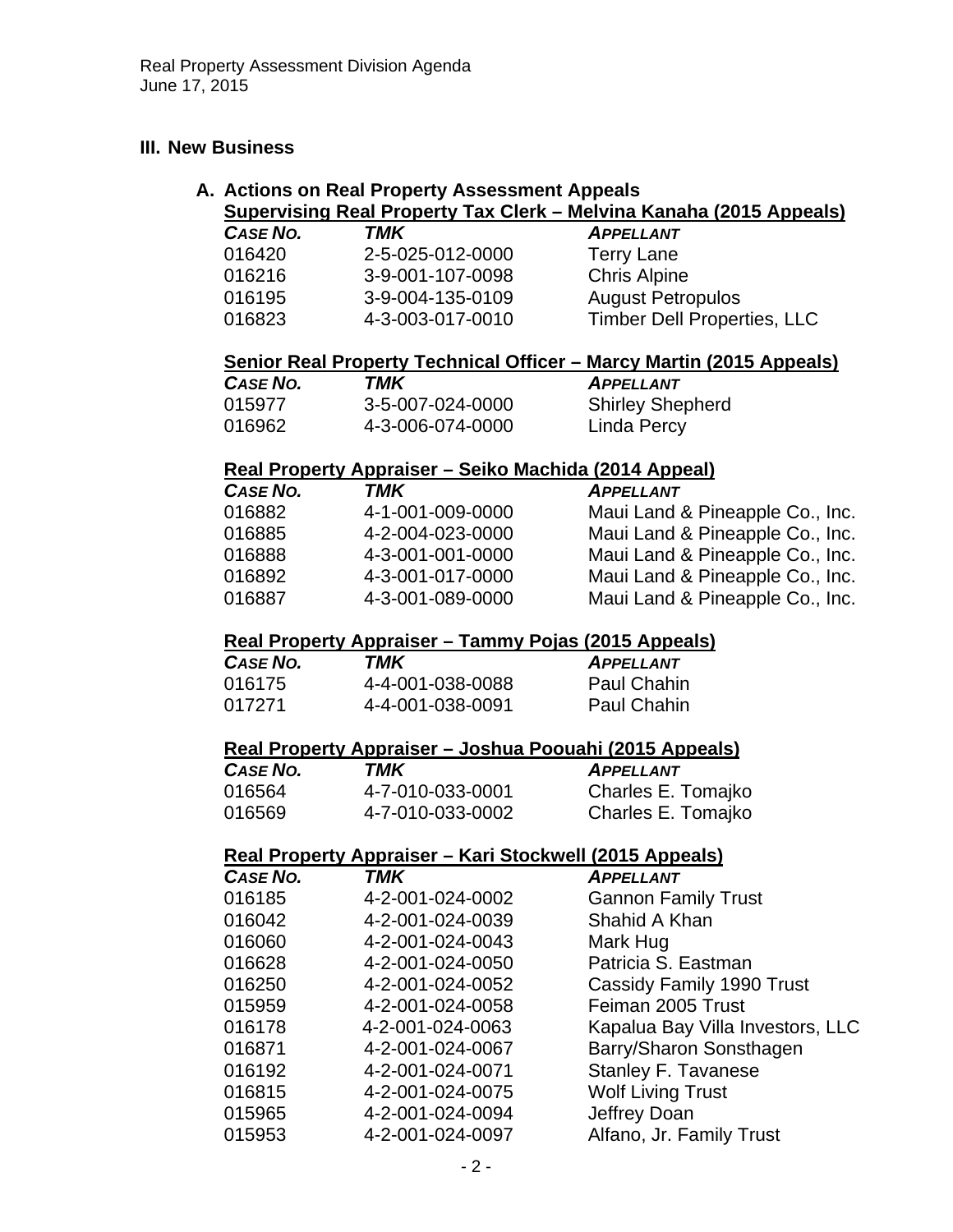## III. New Business

### A. Actions on Real Property Assessment Appeals

**Supervising Real Property Tax Clerk – Melvina Kanaha (2015 Appeals)**

| *CASE NO.* | *TMK* | *APPELLANT* |
|---|---|---|
| 016420 | 2-5-025-012-0000 | Terry Lane |
| 016216 | 3-9-001-107-0098 | Chris Alpine |
| 016195 | 3-9-004-135-0109 | August Petropulos |
| 016823 | 4-3-003-017-0010 | Timber Dell Properties, LLC |

**Senior Real Property Technical Officer – Marcy Martin (2015 Appeals)**

| *CASE NO.* | *TMK* | *APPELLANT* |
|---|---|---|
| 015977 | 3-5-007-024-0000 | Shirley Shepherd |
| 016962 | 4-3-006-074-0000 | Linda Percy |

**Real Property Appraiser – Seiko Machida (2014 Appeal)**

| *CASE NO.* | *TMK* | *APPELLANT* |
|---|---|---|
| 016882 | 4-1-001-009-0000 | Maui Land & Pineapple Co., Inc. |
| 016885 | 4-2-004-023-0000 | Maui Land & Pineapple Co., Inc. |
| 016888 | 4-3-001-001-0000 | Maui Land & Pineapple Co., Inc. |
| 016892 | 4-3-001-017-0000 | Maui Land & Pineapple Co., Inc. |
| 016887 | 4-3-001-089-0000 | Maui Land & Pineapple Co., Inc. |

**Real Property Appraiser – Tammy Pojas (2015 Appeals)**

| *CASE NO.* | *TMK* | *APPELLANT* |
|---|---|---|
| 016175 | 4-4-001-038-0088 | Paul Chahin |
| 017271 | 4-4-001-038-0091 | Paul Chahin |

**Real Property Appraiser – Joshua Poouahi (2015 Appeals)**

| *CASE NO.* | *TMK* | *APPELLANT* |
|---|---|---|
| 016564 | 4-7-010-033-0001 | Charles E. Tomajko |
| 016569 | 4-7-010-033-0002 | Charles E. Tomajko |

**Real Property Appraiser – Kari Stockwell (2015 Appeals)**

| *CASE NO.* | *TMK* | *APPELLANT* |
|---|---|---|
| 016185 | 4-2-001-024-0002 | Gannon Family Trust |
| 016042 | 4-2-001-024-0039 | Shahid A Khan |
| 016060 | 4-2-001-024-0043 | Mark Hug |
| 016628 | 4-2-001-024-0050 | Patricia S. Eastman |
| 016250 | 4-2-001-024-0052 | Cassidy Family 1990 Trust |
| 015959 | 4-2-001-024-0058 | Feiman 2005 Trust |
| 016178 | 4-2-001-024-0063 | Kapalua Bay Villa Investors, LLC |
| 016871 | 4-2-001-024-0067 | Barry/Sharon Sonsthagen |
| 016192 | 4-2-001-024-0071 | Stanley F. Tavanese |
| 016815 | 4-2-001-024-0075 | Wolf Living Trust |
| 015965 | 4-2-001-024-0094 | Jeffrey Doan |
| 015953 | 4-2-001-024-0097 | Alfano, Jr. Family Trust |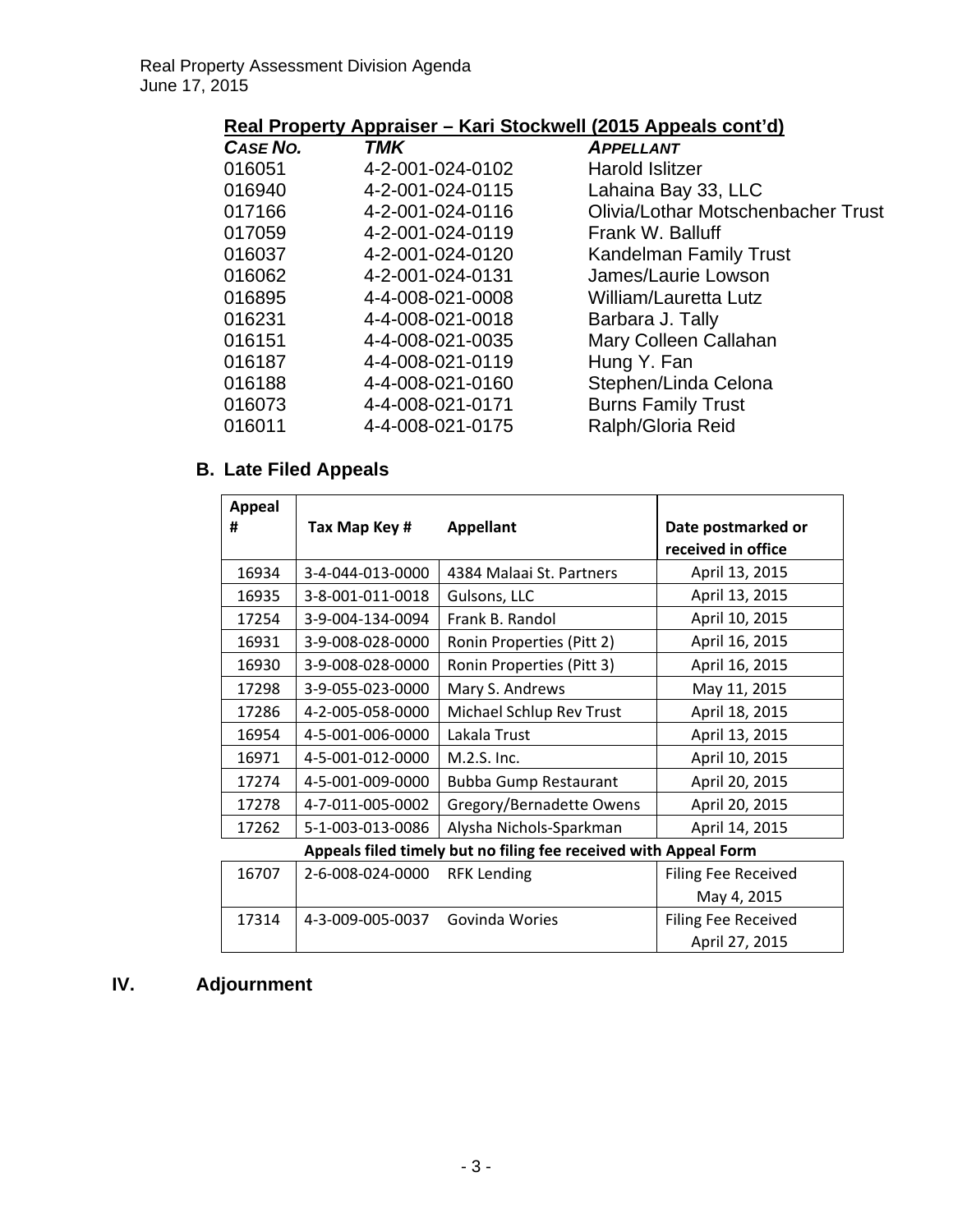**Real Property Appraiser – Kari Stockwell (2015 Appeals cont'd)**

| *CASE NO.* | *TMK* | *APPELLANT* |
|---|---|---|
| 016051 | 4-2-001-024-0102 | Harold Islitzer |
| 016940 | 4-2-001-024-0115 | Lahaina Bay 33, LLC |
| 017166 | 4-2-001-024-0116 | Olivia/Lothar Motschenbacher Trust |
| 017059 | 4-2-001-024-0119 | Frank W. Balluff |
| 016037 | 4-2-001-024-0120 | Kandelman Family Trust |
| 016062 | 4-2-001-024-0131 | James/Laurie Lowson |
| 016895 | 4-4-008-021-0008 | William/Lauretta Lutz |
| 016231 | 4-4-008-021-0018 | Barbara J. Tally |
| 016151 | 4-4-008-021-0035 | Mary Colleen Callahan |
| 016187 | 4-4-008-021-0119 | Hung Y. Fan |
| 016188 | 4-4-008-021-0160 | Stephen/Linda Celona |
| 016073 | 4-4-008-021-0171 | Burns Family Trust |
| 016011 | 4-4-008-021-0175 | Ralph/Gloria Reid |

## B. Late Filed Appeals

| Appeal # | Tax Map Key # | Appellant | Date postmarked or received in office |
|---|---|---|---|
| 16934 | 3-4-044-013-0000 | 4384 Malaai St. Partners | April 13, 2015 |
| 16935 | 3-8-001-011-0018 | Gulsons, LLC | April 13, 2015 |
| 17254 | 3-9-004-134-0094 | Frank B. Randol | April 10, 2015 |
| 16931 | 3-9-008-028-0000 | Ronin Properties (Pitt 2) | April 16, 2015 |
| 16930 | 3-9-008-028-0000 | Ronin Properties (Pitt 3) | April 16, 2015 |
| 17298 | 3-9-055-023-0000 | Mary S. Andrews | May 11, 2015 |
| 17286 | 4-2-005-058-0000 | Michael Schlup Rev Trust | April 18, 2015 |
| 16954 | 4-5-001-006-0000 | Lakala Trust | April 13, 2015 |
| 16971 | 4-5-001-012-0000 | M.2.S. Inc. | April 10, 2015 |
| 17274 | 4-5-001-009-0000 | Bubba Gump Restaurant | April 20, 2015 |
| 17278 | 4-7-011-005-0002 | Gregory/Bernadette Owens | April 20, 2015 |
| 17262 | 5-1-003-013-0086 | Alysha Nichols-Sparkman | April 14, 2015 |
| **Appeals filed timely but no filing fee received with Appeal Form** | | | |
| 16707 | 2-6-008-024-0000 | RFK Lending | Filing Fee Received May 4, 2015 |
| 17314 | 4-3-009-005-0037 | Govinda Wories | Filing Fee Received April 27, 2015 |

## IV. Adjournment